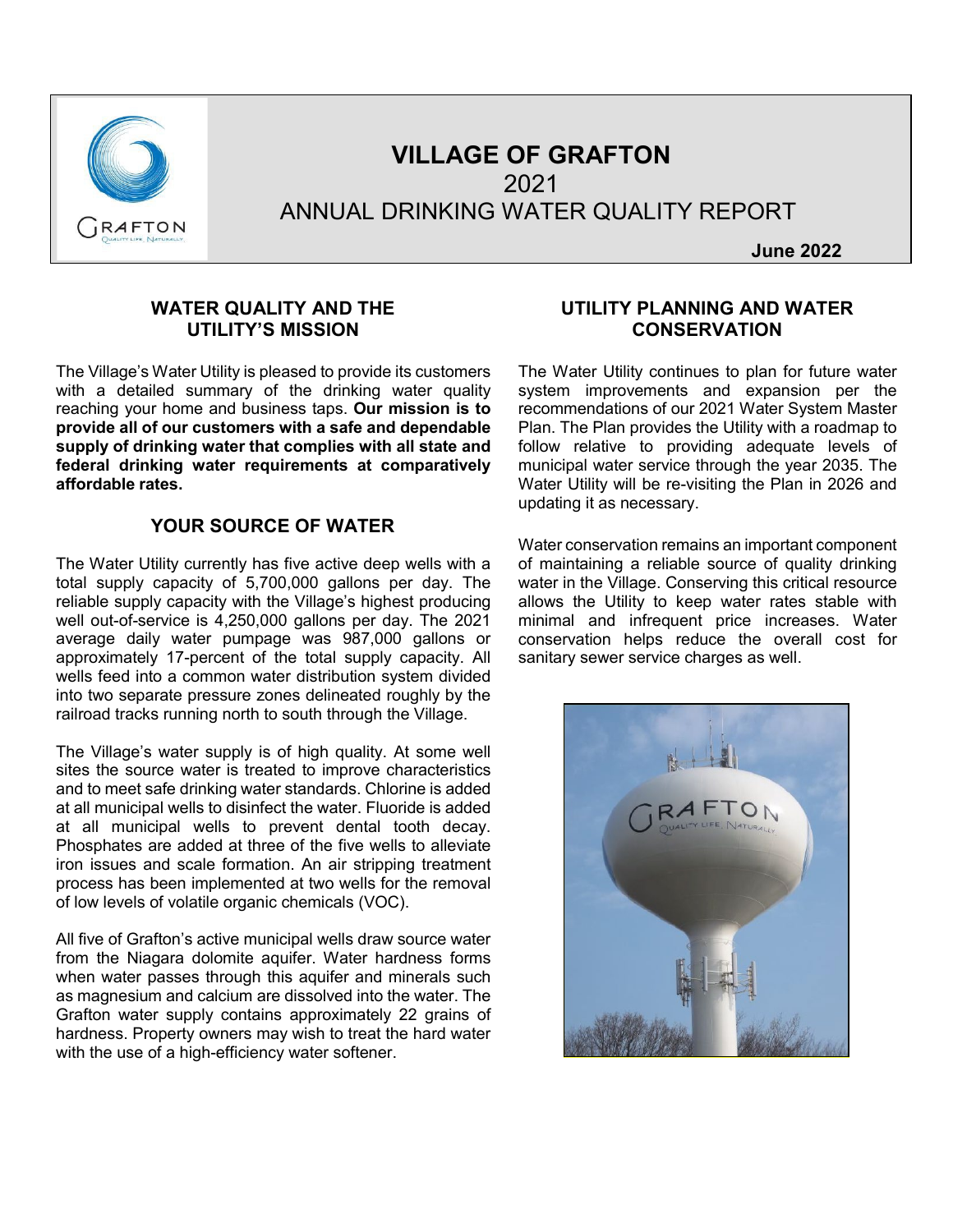# VILLAGE OF GRAFTON

## 2021

## ANNUAL DRINKING WATER QUALITY REPORT

**June 2022**

## WATER QUALITY AND THE UTILITY'S MISSION

The Village's Water Utility is pleased to provide its customers with a detailed summary of the drinking water quality reaching your home and business taps. **Our mission is to provide all of our customers with a safe and dependable supply of drinking water that complies with all state and federal drinking water requirements at comparatively affordable rates.**

## YOUR SOURCE OF WATER

The Water Utility currently has five active deep wells with a total supply capacity of 5,700,000 gallons per day. The reliable supply capacity with the Village's highest producing well out-of-service is 4,250,000 gallons per day. The 2021 average daily water pumpage was 987,000 gallons or approximately 17-percent of the total supply capacity. All wells feed into a common water distribution system divided into two separate pressure zones delineated roughly by the railroad tracks running north to south through the Village.

The Village's water supply is of high quality. At some well sites the source water is treated to improve characteristics and to meet safe drinking water standards. Chlorine is added at all municipal wells to disinfect the water. Fluoride is added at all municipal wells to prevent dental tooth decay. Phosphates are added at three of the five wells to alleviate iron issues and scale formation. An air stripping treatment process has been implemented at two wells for the removal of low levels of volatile organic chemicals (VOC).

All five of Grafton's active municipal wells draw source water from the Niagara dolomite aquifer. Water hardness forms when water passes through this aquifer and minerals such as magnesium and calcium are dissolved into the water. The Grafton water supply contains approximately 22 grains of hardness. Property owners may wish to treat the hard water with the use of a high-efficiency water softener.

## UTILITY PLANNING AND WATER CONSERVATION

The Water Utility continues to plan for future water system improvements and expansion per the recommendations of our 2021 Water System Master Plan. The Plan provides the Utility with a roadmap to follow relative to providing adequate levels of municipal water service through the year 2035. The Water Utility will be re-visiting the Plan in 2026 and updating it as necessary.

Water conservation remains an important component of maintaining a reliable source of quality drinking water in the Village. Conserving this critical resource allows the Utility to keep water rates stable with minimal and infrequent price increases. Water conservation helps reduce the overall cost for sanitary sewer service charges as well.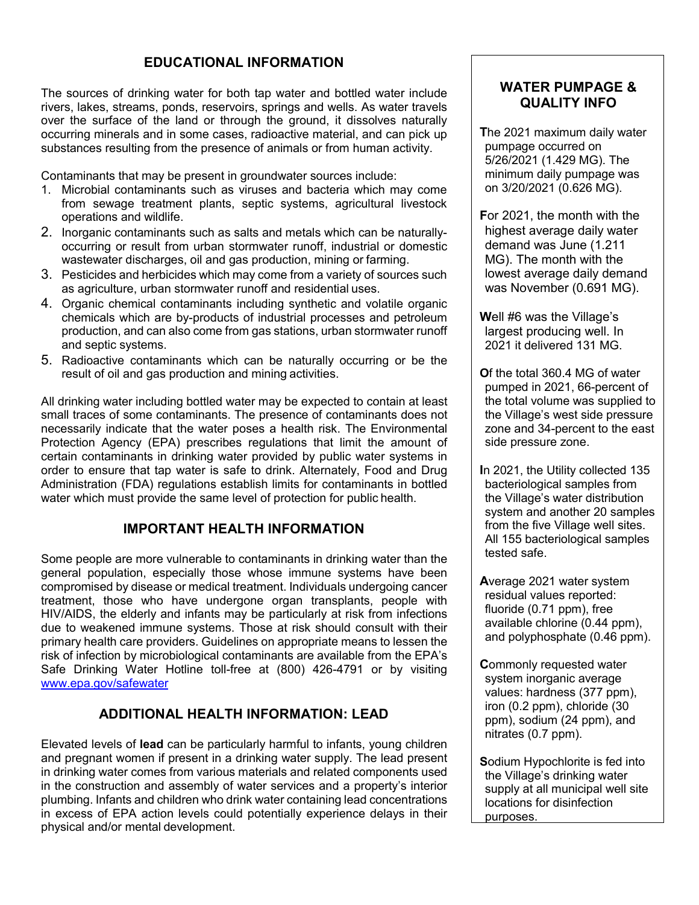## EDUCATIONAL INFORMATION

The sources of drinking water for both tap water and bottled water include rivers, lakes, streams, ponds, reservoirs, springs and wells. As water travels over the surface of the land or through the ground, it dissolves naturally occurring minerals and in some cases, radioactive material, and can pick up substances resulting from the presence of animals or from human activity.

Contaminants that may be present in groundwater sources include:

1. Microbial contaminants such as viruses and bacteria which may come from sewage treatment plants, septic systems, agricultural livestock operations and wildlife.
2. Inorganic contaminants such as salts and metals which can be naturally-occurring or result from urban stormwater runoff, industrial or domestic wastewater discharges, oil and gas production, mining or farming.
3. Pesticides and herbicides which may come from a variety of sources such as agriculture, urban stormwater runoff and residential uses.
4. Organic chemical contaminants including synthetic and volatile organic chemicals which are by-products of industrial processes and petroleum production, and can also come from gas stations, urban stormwater runoff and septic systems.
5. Radioactive contaminants which can be naturally occurring or be the result of oil and gas production and mining activities.

All drinking water including bottled water may be expected to contain at least small traces of some contaminants. The presence of contaminants does not necessarily indicate that the water poses a health risk. The Environmental Protection Agency (EPA) prescribes regulations that limit the amount of certain contaminants in drinking water provided by public water systems in order to ensure that tap water is safe to drink. Alternately, Food and Drug Administration (FDA) regulations establish limits for contaminants in bottled water which must provide the same level of protection for public health.

## IMPORTANT HEALTH INFORMATION

Some people are more vulnerable to contaminants in drinking water than the general population, especially those whose immune systems have been compromised by disease or medical treatment. Individuals undergoing cancer treatment, those who have undergone organ transplants, people with HIV/AIDS, the elderly and infants may be particularly at risk from infections due to weakened immune systems. Those at risk should consult with their primary health care providers. Guidelines on appropriate means to lessen the risk of infection by microbiological contaminants are available from the EPA's Safe Drinking Water Hotline toll-free at (800) 426-4791 or by visiting www.epa.gov/safewater

## ADDITIONAL HEALTH INFORMATION: LEAD

Elevated levels of **lead** can be particularly harmful to infants, young children and pregnant women if present in a drinking water supply. The lead present in drinking water comes from various materials and related components used in the construction and assembly of water services and a property's interior plumbing. Infants and children who drink water containing lead concentrations in excess of EPA action levels could potentially experience delays in their physical and/or mental development.

## WATER PUMPAGE & QUALITY INFO

**T**he 2021 maximum daily water pumpage occurred on 5/26/2021 (1.429 MG). The minimum daily pumpage was on 3/20/2021 (0.626 MG).

**F**or 2021, the month with the highest average daily water demand was June (1.211 MG). The month with the lowest average daily demand was November (0.691 MG).

**W**ell #6 was the Village's largest producing well. In 2021 it delivered 131 MG.

**O**f the total 360.4 MG of water pumped in 2021, 66-percent of the total volume was supplied to the Village's west side pressure zone and 34-percent to the east side pressure zone.

**I**n 2021, the Utility collected 135 bacteriological samples from the Village's water distribution system and another 20 samples from the five Village well sites. All 155 bacteriological samples tested safe.

**A**verage 2021 water system residual values reported: fluoride (0.71 ppm), free available chlorine (0.44 ppm), and polyphosphate (0.46 ppm).

**C**ommonly requested water system inorganic average values: hardness (377 ppm), iron (0.2 ppm), chloride (30 ppm), sodium (24 ppm), and nitrates (0.7 ppm).

**S**odium Hypochlorite is fed into the Village's drinking water supply at all municipal well site locations for disinfection purposes.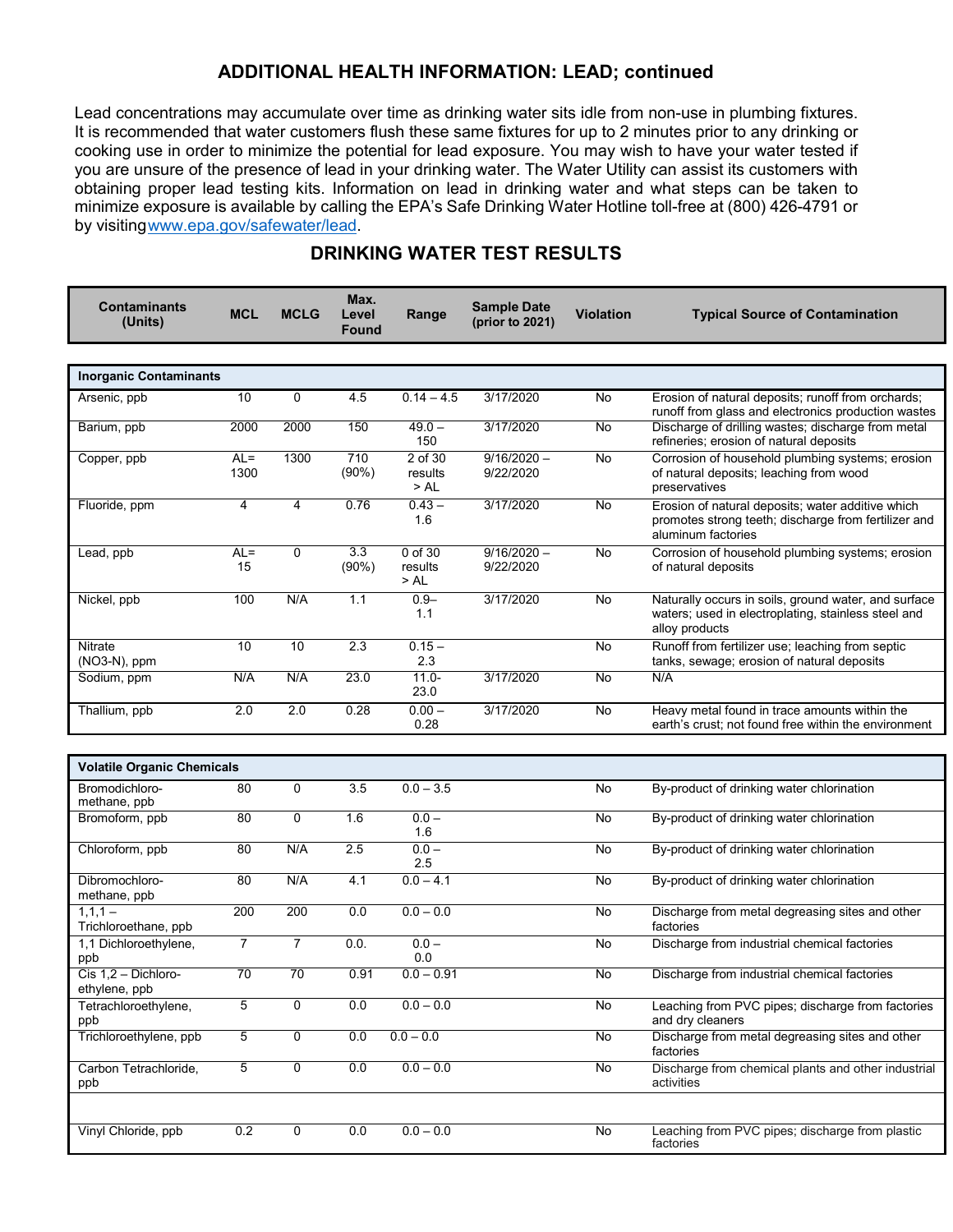## ADDITIONAL HEALTH INFORMATION: LEAD; continued

Lead concentrations may accumulate over time as drinking water sits idle from non-use in plumbing fixtures. It is recommended that water customers flush these same fixtures for up to 2 minutes prior to any drinking or cooking use in order to minimize the potential for lead exposure. You may wish to have your water tested if you are unsure of the presence of lead in your drinking water. The Water Utility can assist its customers with obtaining proper lead testing kits. Information on lead in drinking water and what steps can be taken to minimize exposure is available by calling the EPA's Safe Drinking Water Hotline toll-free at (800) 426-4791 or by visiting www.epa.gov/safewater/lead.

## DRINKING WATER TEST RESULTS

| Contaminants (Units) | MCL | MCLG | Max. Level Found | Range | Sample Date (prior to 2021) | Violation | Typical Source of Contamination |
|---|---|---|---|---|---|---|---|
| **Inorganic Contaminants** | | | | | | | |
| Arsenic, ppb | 10 | 0 | 4.5 | 0.14 – 4.5 | 3/17/2020 | No | Erosion of natural deposits; runoff from orchards; runoff from glass and electronics production wastes |
| Barium, ppb | 2000 | 2000 | 150 | 49.0 – 150 | 3/17/2020 | No | Discharge of drilling wastes; discharge from metal refineries; erosion of natural deposits |
| Copper, ppb | AL= 1300 | 1300 | 710 (90%) | 2 of 30 results > AL | 9/16/2020 – 9/22/2020 | No | Corrosion of household plumbing systems; erosion of natural deposits; leaching from wood preservatives |
| Fluoride, ppm | 4 | 4 | 0.76 | 0.43 – 1.6 | 3/17/2020 | No | Erosion of natural deposits; water additive which promotes strong teeth; discharge from fertilizer and aluminum factories |
| Lead, ppb | AL= 15 | 0 | 3.3 (90%) | 0 of 30 results > AL | 9/16/2020 – 9/22/2020 | No | Corrosion of household plumbing systems; erosion of natural deposits |
| Nickel, ppb | 100 | N/A | 1.1 | 0.9– 1.1 | 3/17/2020 | No | Naturally occurs in soils, ground water, and surface waters; used in electroplating, stainless steel and alloy products |
| Nitrate (NO3-N), ppm | 10 | 10 | 2.3 | 0.15 – 2.3 | | No | Runoff from fertilizer use; leaching from septic tanks, sewage; erosion of natural deposits |
| Sodium, ppm | N/A | N/A | 23.0 | 11.0- 23.0 | 3/17/2020 | No | N/A |
| Thallium, ppb | 2.0 | 2.0 | 0.28 | 0.00 – 0.28 | 3/17/2020 | No | Heavy metal found in trace amounts within the earth's crust; not found free within the environment |
| **Volatile Organic Chemicals** | | | | | | | |
| Bromodichloro-methane, ppb | 80 | 0 | 3.5 | 0.0 – 3.5 | | No | By-product of drinking water chlorination |
| Bromoform, ppb | 80 | 0 | 1.6 | 0.0 – 1.6 | | No | By-product of drinking water chlorination |
| Chloroform, ppb | 80 | N/A | 2.5 | 0.0 – 2.5 | | No | By-product of drinking water chlorination |
| Dibromochloro-methane, ppb | 80 | N/A | 4.1 | 0.0 – 4.1 | | No | By-product of drinking water chlorination |
| 1,1,1 – Trichloroethane, ppb | 200 | 200 | 0.0 | 0.0 – 0.0 | | No | Discharge from metal degreasing sites and other factories |
| 1,1 Dichloroethylene, ppb | 7 | 7 | 0.0. | 0.0 – 0.0 | | No | Discharge from industrial chemical factories |
| Cis 1,2 – Dichloro-ethylene, ppb | 70 | 70 | 0.91 | 0.0 – 0.91 | | No | Discharge from industrial chemical factories |
| Tetrachloroethylene, ppb | 5 | 0 | 0.0 | 0.0 – 0.0 | | No | Leaching from PVC pipes; discharge from factories and dry cleaners |
| Trichloroethylene, ppb | 5 | 0 | 0.0 | 0.0 – 0.0 | | No | Discharge from metal degreasing sites and other factories |
| Carbon Tetrachloride, ppb | 5 | 0 | 0.0 | 0.0 – 0.0 | | No | Discharge from chemical plants and other industrial activities |
| | | | | | | | |
| Vinyl Chloride, ppb | 0.2 | 0 | 0.0 | 0.0 – 0.0 | | No | Leaching from PVC pipes; discharge from plastic factories |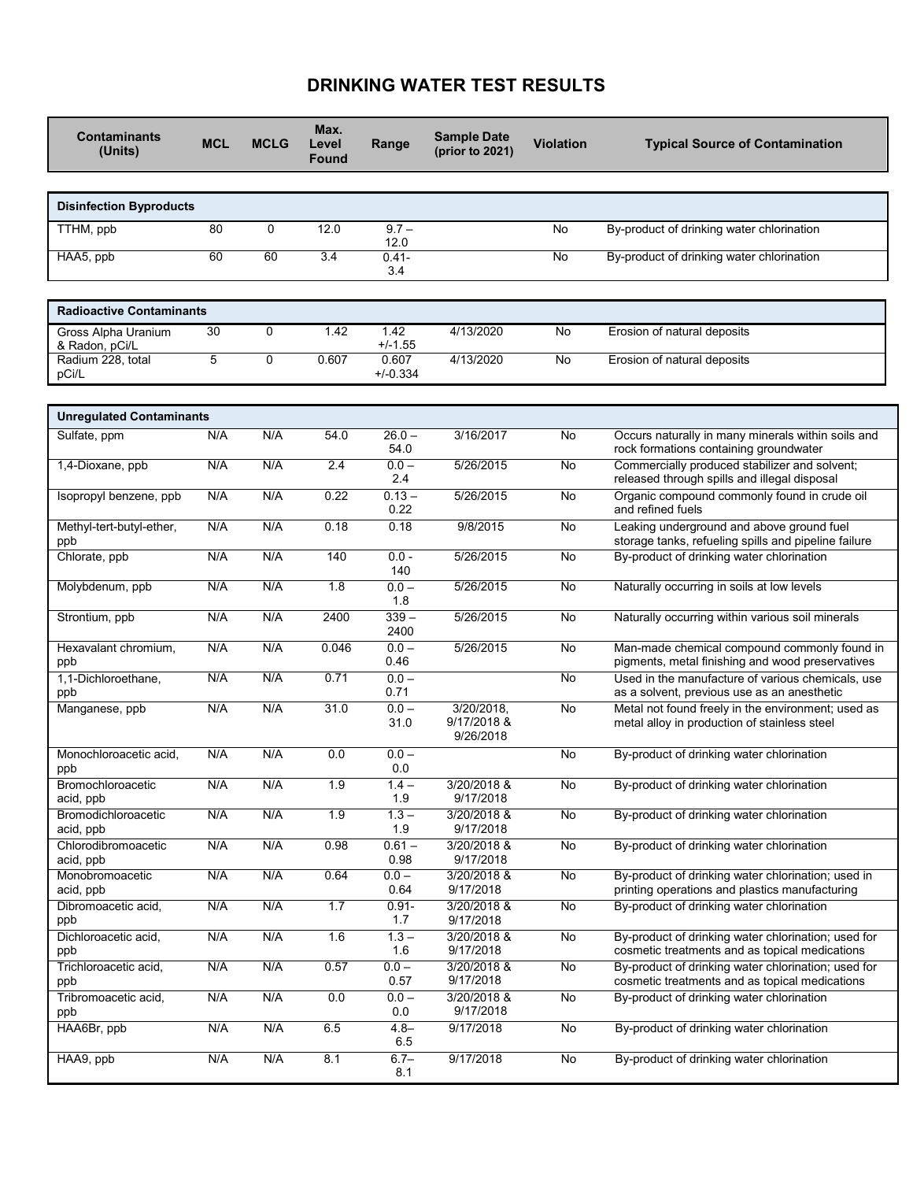# DRINKING WATER TEST RESULTS

| Contaminants (Units) | MCL | MCLG | Max. Level Found | Range | Sample Date (prior to 2021) | Violation | Typical Source of Contamination |
|---|---|---|---|---|---|---|---|
| **Disinfection Byproducts** | | | | | | | |
| TTHM, ppb | 80 | 0 | 12.0 | 9.7 – 12.0 | | No | By-product of drinking water chlorination |
| HAA5, ppb | 60 | 60 | 3.4 | 0.41- 3.4 | | No | By-product of drinking water chlorination |
| **Radioactive Contaminants** | | | | | | | |
| Gross Alpha Uranium & Radon, pCi/L | 30 | 0 | 1.42 | 1.42 +/-1.55 | 4/13/2020 | No | Erosion of natural deposits |
| Radium 228, total pCi/L | 5 | 0 | 0.607 | 0.607 +/-0.334 | 4/13/2020 | No | Erosion of natural deposits |
| **Unregulated Contaminants** | | | | | | | |
| Sulfate, ppm | N/A | N/A | 54.0 | 26.0 – 54.0 | 3/16/2017 | No | Occurs naturally in many minerals within soils and rock formations containing groundwater |
| 1,4-Dioxane, ppb | N/A | N/A | 2.4 | 0.0 – 2.4 | 5/26/2015 | No | Commercially produced stabilizer and solvent; released through spills and illegal disposal |
| Isopropyl benzene, ppb | N/A | N/A | 0.22 | 0.13 – 0.22 | 5/26/2015 | No | Organic compound commonly found in crude oil and refined fuels |
| Methyl-tert-butyl-ether, ppb | N/A | N/A | 0.18 | 0.18 | 9/8/2015 | No | Leaking underground and above ground fuel storage tanks, refueling spills and pipeline failure |
| Chlorate, ppb | N/A | N/A | 140 | 0.0 - 140 | 5/26/2015 | No | By-product of drinking water chlorination |
| Molybdenum, ppb | N/A | N/A | 1.8 | 0.0 – 1.8 | 5/26/2015 | No | Naturally occurring in soils at low levels |
| Strontium, ppb | N/A | N/A | 2400 | 339 – 2400 | 5/26/2015 | No | Naturally occurring within various soil minerals |
| Hexavalant chromium, ppb | N/A | N/A | 0.046 | 0.0 – 0.46 | 5/26/2015 | No | Man-made chemical compound commonly found in pigments, metal finishing and wood preservatives |
| 1,1-Dichloroethane, ppb | N/A | N/A | 0.71 | 0.0 – 0.71 | | No | Used in the manufacture of various chemicals, use as a solvent, previous use as an anesthetic |
| Manganese, ppb | N/A | N/A | 31.0 | 0.0 – 31.0 | 3/20/2018, 9/17/2018 & 9/26/2018 | No | Metal not found freely in the environment; used as metal alloy in production of stainless steel |
| Monochloroacetic acid, ppb | N/A | N/A | 0.0 | 0.0 – 0.0 | | No | By-product of drinking water chlorination |
| Bromochloroacetic acid, ppb | N/A | N/A | 1.9 | 1.4 – 1.9 | 3/20/2018 & 9/17/2018 | No | By-product of drinking water chlorination |
| Bromodichloroacetic acid, ppb | N/A | N/A | 1.9 | 1.3 – 1.9 | 3/20/2018 & 9/17/2018 | No | By-product of drinking water chlorination |
| Chlorodibromoacetic acid, ppb | N/A | N/A | 0.98 | 0.61 – 0.98 | 3/20/2018 & 9/17/2018 | No | By-product of drinking water chlorination |
| Monobromoacetic acid, ppb | N/A | N/A | 0.64 | 0.0 – 0.64 | 3/20/2018 & 9/17/2018 | No | By-product of drinking water chlorination; used in printing operations and plastics manufacturing |
| Dibromoacetic acid, ppb | N/A | N/A | 1.7 | 0.91- 1.7 | 3/20/2018 & 9/17/2018 | No | By-product of drinking water chlorination |
| Dichloroacetic acid, ppb | N/A | N/A | 1.6 | 1.3 – 1.6 | 3/20/2018 & 9/17/2018 | No | By-product of drinking water chlorination; used for cosmetic treatments and as topical medications |
| Trichloroacetic acid, ppb | N/A | N/A | 0.57 | 0.0 – 0.57 | 3/20/2018 & 9/17/2018 | No | By-product of drinking water chlorination; used for cosmetic treatments and as topical medications |
| Tribromoacetic acid, ppb | N/A | N/A | 0.0 | 0.0 – 0.0 | 3/20/2018 & 9/17/2018 | No | By-product of drinking water chlorination |
| HAA6Br, ppb | N/A | N/A | 6.5 | 4.8– 6.5 | 9/17/2018 | No | By-product of drinking water chlorination |
| HAA9, ppb | N/A | N/A | 8.1 | 6.7– 8.1 | 9/17/2018 | No | By-product of drinking water chlorination |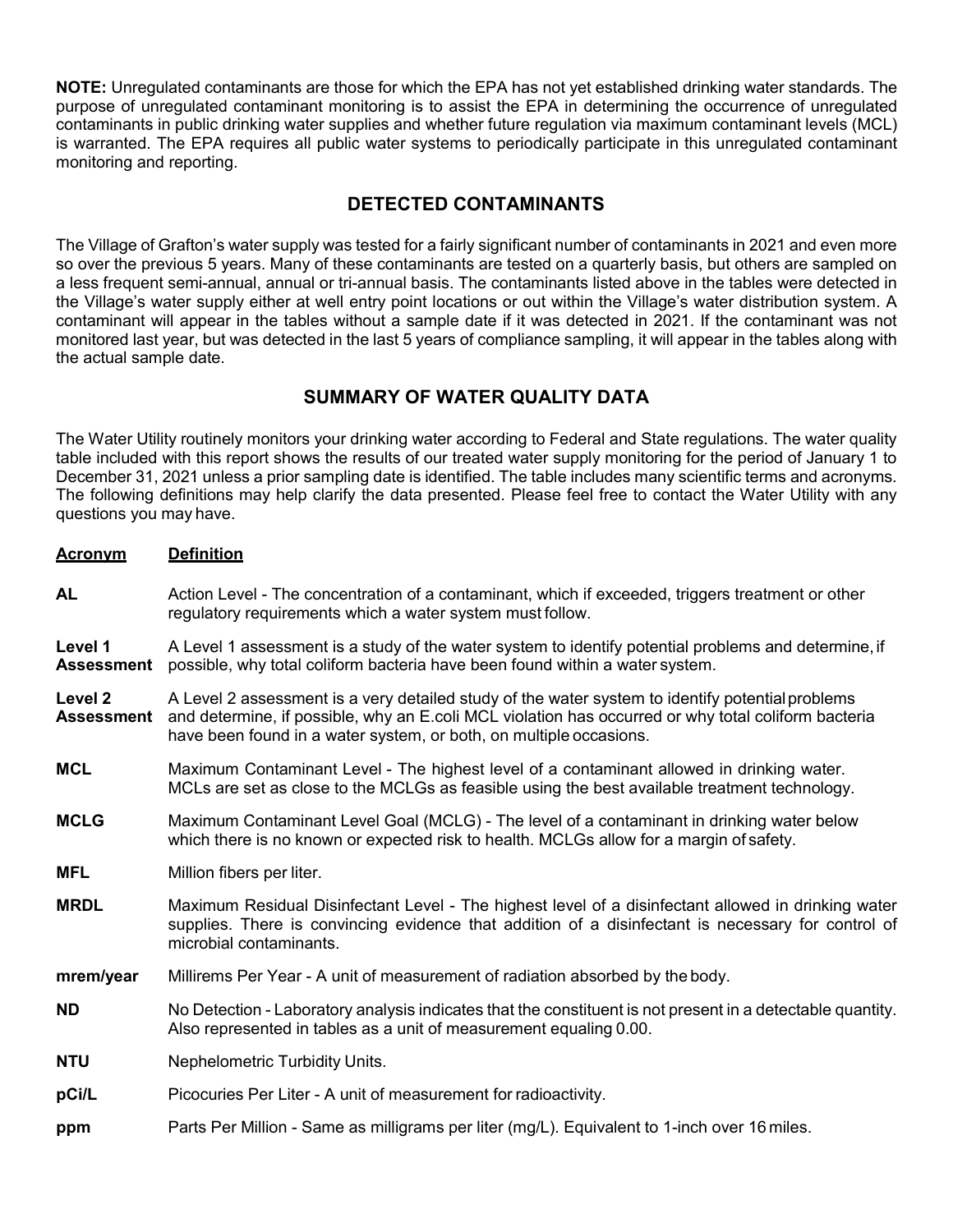**NOTE:** Unregulated contaminants are those for which the EPA has not yet established drinking water standards. The purpose of unregulated contaminant monitoring is to assist the EPA in determining the occurrence of unregulated contaminants in public drinking water supplies and whether future regulation via maximum contaminant levels (MCL) is warranted. The EPA requires all public water systems to periodically participate in this unregulated contaminant monitoring and reporting.

## DETECTED CONTAMINANTS

The Village of Grafton's water supply was tested for a fairly significant number of contaminants in 2021 and even more so over the previous 5 years. Many of these contaminants are tested on a quarterly basis, but others are sampled on a less frequent semi-annual, annual or tri-annual basis. The contaminants listed above in the tables were detected in the Village's water supply either at well entry point locations or out within the Village's water distribution system. A contaminant will appear in the tables without a sample date if it was detected in 2021. If the contaminant was not monitored last year, but was detected in the last 5 years of compliance sampling, it will appear in the tables along with the actual sample date.

## SUMMARY OF WATER QUALITY DATA

The Water Utility routinely monitors your drinking water according to Federal and State regulations. The water quality table included with this report shows the results of our treated water supply monitoring for the period of January 1 to December 31, 2021 unless a prior sampling date is identified. The table includes many scientific terms and acronyms. The following definitions may help clarify the data presented. Please feel free to contact the Water Utility with any questions you may have.

| Acronym | Definition |
|---|---|
| **AL** | Action Level - The concentration of a contaminant, which if exceeded, triggers treatment or other regulatory requirements which a water system must follow. |
| **Level 1 Assessment** | A Level 1 assessment is a study of the water system to identify potential problems and determine, if possible, why total coliform bacteria have been found within a water system. |
| **Level 2 Assessment** | A Level 2 assessment is a very detailed study of the water system to identify potential problems and determine, if possible, why an E.coli MCL violation has occurred or why total coliform bacteria have been found in a water system, or both, on multiple occasions. |
| **MCL** | Maximum Contaminant Level - The highest level of a contaminant allowed in drinking water. MCLs are set as close to the MCLGs as feasible using the best available treatment technology. |
| **MCLG** | Maximum Contaminant Level Goal (MCLG) - The level of a contaminant in drinking water below which there is no known or expected risk to health. MCLGs allow for a margin of safety. |
| **MFL** | Million fibers per liter. |
| **MRDL** | Maximum Residual Disinfectant Level - The highest level of a disinfectant allowed in drinking water supplies. There is convincing evidence that addition of a disinfectant is necessary for control of microbial contaminants. |
| **mrem/year** | Millirems Per Year - A unit of measurement of radiation absorbed by the body. |
| **ND** | No Detection - Laboratory analysis indicates that the constituent is not present in a detectable quantity. Also represented in tables as a unit of measurement equaling 0.00. |
| **NTU** | Nephelometric Turbidity Units. |
| **pCi/L** | Picocuries Per Liter - A unit of measurement for radioactivity. |
| **ppm** | Parts Per Million - Same as milligrams per liter (mg/L). Equivalent to 1-inch over 16 miles. |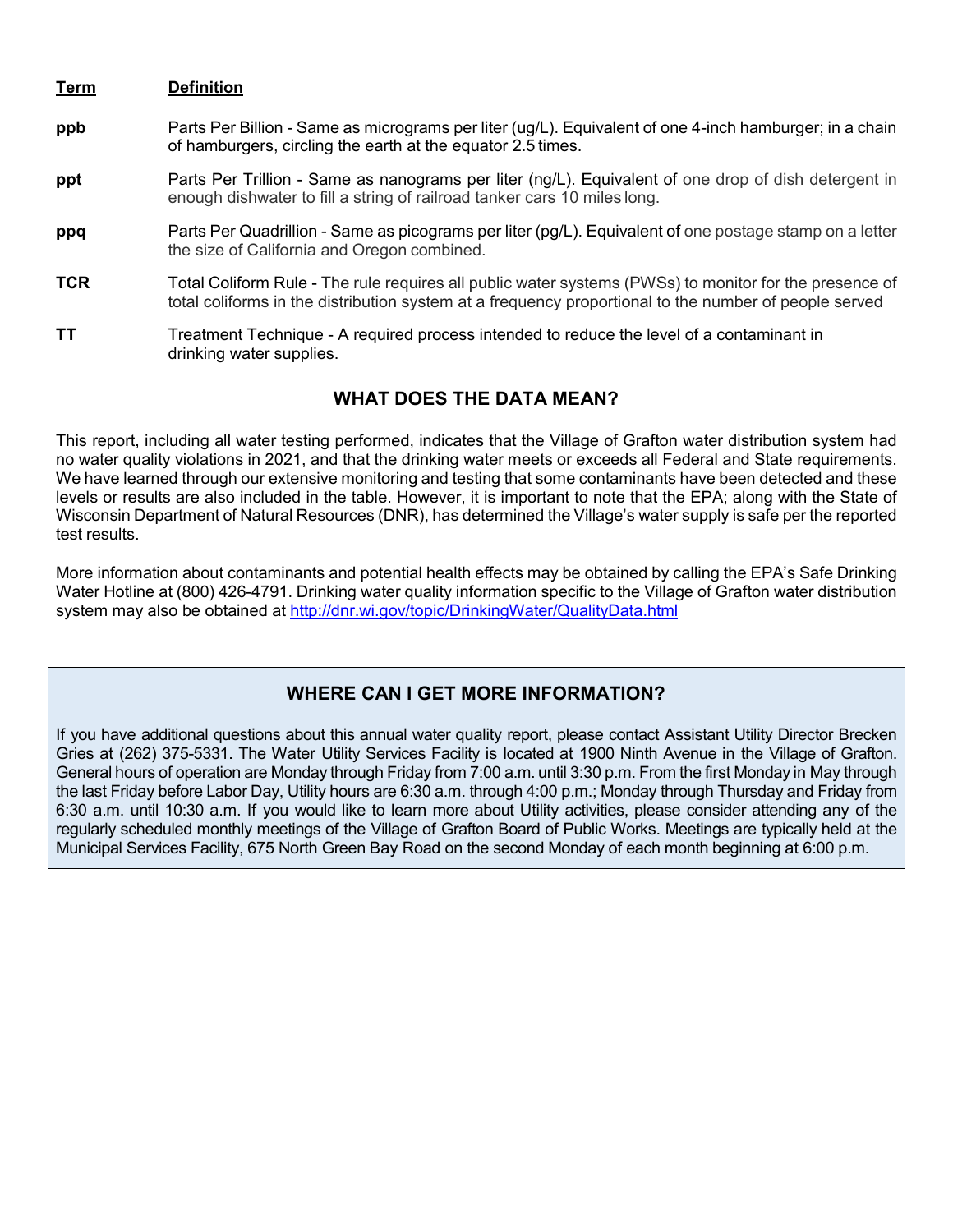| **Term** | **Definition** |
|---|---|
| **ppb** | Parts Per Billion - Same as micrograms per liter (ug/L). Equivalent of one 4-inch hamburger; in a chain of hamburgers, circling the earth at the equator 2.5 times. |
| **ppt** | Parts Per Trillion - Same as nanograms per liter (ng/L). Equivalent of one drop of dish detergent in enough dishwater to fill a string of railroad tanker cars 10 miles long. |
| **ppq** | Parts Per Quadrillion - Same as picograms per liter (pg/L). Equivalent of one postage stamp on a letter the size of California and Oregon combined. |
| **TCR** | Total Coliform Rule - The rule requires all public water systems (PWSs) to monitor for the presence of total coliforms in the distribution system at a frequency proportional to the number of people served |
| **TT** | Treatment Technique - A required process intended to reduce the level of a contaminant in drinking water supplies. |

## WHAT DOES THE DATA MEAN?

This report, including all water testing performed, indicates that the Village of Grafton water distribution system had no water quality violations in 2021, and that the drinking water meets or exceeds all Federal and State requirements. We have learned through our extensive monitoring and testing that some contaminants have been detected and these levels or results are also included in the table. However, it is important to note that the EPA; along with the State of Wisconsin Department of Natural Resources (DNR), has determined the Village's water supply is safe per the reported test results.

More information about contaminants and potential health effects may be obtained by calling the EPA's Safe Drinking Water Hotline at (800) 426-4791. Drinking water quality information specific to the Village of Grafton water distribution system may also be obtained at http://dnr.wi.gov/topic/DrinkingWater/QualityData.html

## WHERE CAN I GET MORE INFORMATION?

If you have additional questions about this annual water quality report, please contact Assistant Utility Director Brecken Gries at (262) 375-5331. The Water Utility Services Facility is located at 1900 Ninth Avenue in the Village of Grafton. General hours of operation are Monday through Friday from 7:00 a.m. until 3:30 p.m. From the first Monday in May through the last Friday before Labor Day, Utility hours are 6:30 a.m. through 4:00 p.m.; Monday through Thursday and Friday from 6:30 a.m. until 10:30 a.m. If you would like to learn more about Utility activities, please consider attending any of the regularly scheduled monthly meetings of the Village of Grafton Board of Public Works. Meetings are typically held at the Municipal Services Facility, 675 North Green Bay Road on the second Monday of each month beginning at 6:00 p.m.